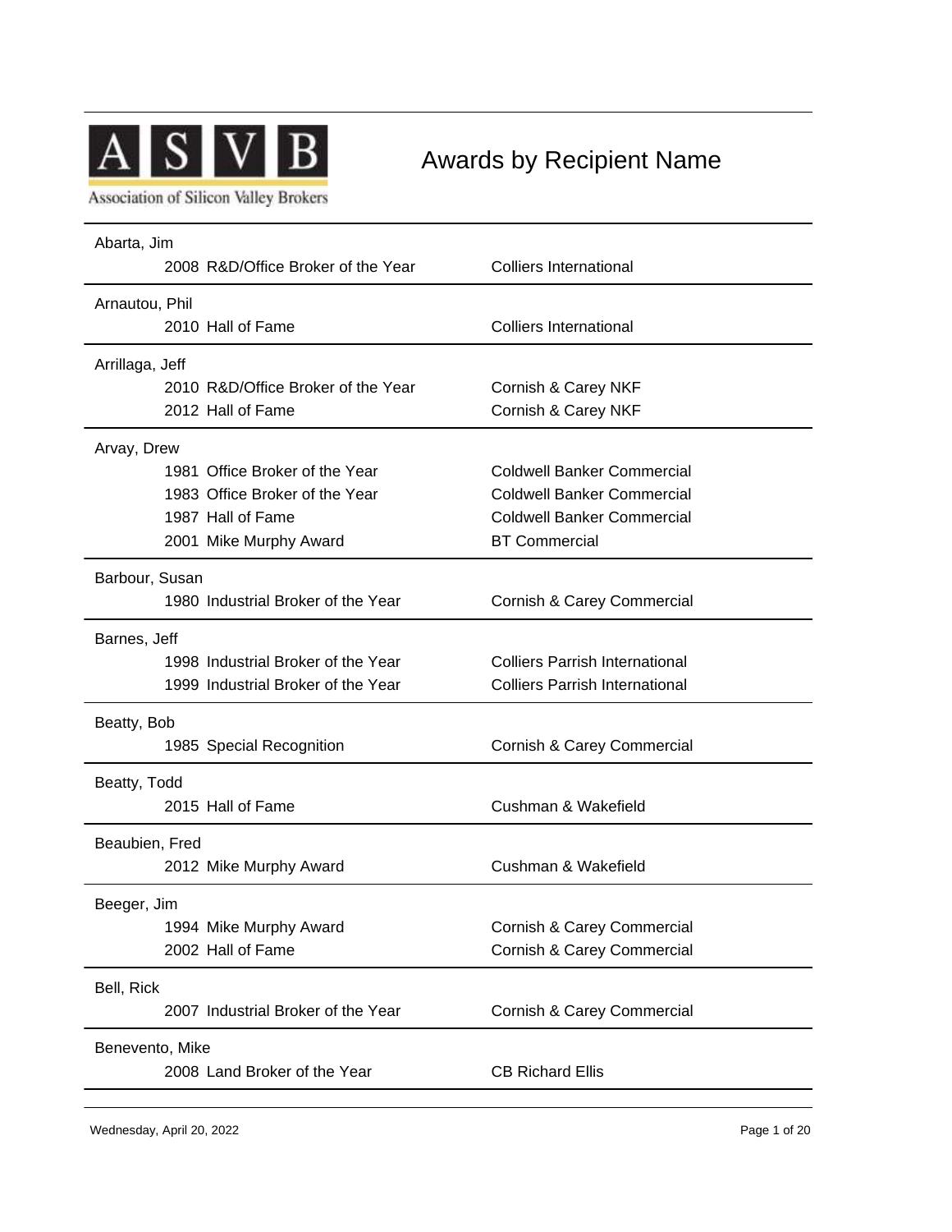# Awards by Recipient Name

Association of Silicon Valley Brokers

**Abarta, Jim**

| Year | Award | Company |
|---|---|---|
| 2008 | R&D/Office Broker of the Year | Colliers International |

**Arnautou, Phil**

| Year | Award | Company |
|---|---|---|
| 2010 | Hall of Fame | Colliers International |

**Arrillaga, Jeff**

| Year | Award | Company |
|---|---|---|
| 2010 | R&D/Office Broker of the Year | Cornish & Carey NKF |
| 2012 | Hall of Fame | Cornish & Carey NKF |

**Arvay, Drew**

| Year | Award | Company |
|---|---|---|
| 1981 | Office Broker of the Year | Coldwell Banker Commercial |
| 1983 | Office Broker of the Year | Coldwell Banker Commercial |
| 1987 | Hall of Fame | Coldwell Banker Commercial |
| 2001 | Mike Murphy Award | BT Commercial |

**Barbour, Susan**

| Year | Award | Company |
|---|---|---|
| 1980 | Industrial Broker of the Year | Cornish & Carey Commercial |

**Barnes, Jeff**

| Year | Award | Company |
|---|---|---|
| 1998 | Industrial Broker of the Year | Colliers Parrish International |
| 1999 | Industrial Broker of the Year | Colliers Parrish International |

**Beatty, Bob**

| Year | Award | Company |
|---|---|---|
| 1985 | Special Recognition | Cornish & Carey Commercial |

**Beatty, Todd**

| Year | Award | Company |
|---|---|---|
| 2015 | Hall of Fame | Cushman & Wakefield |

**Beaubien, Fred**

| Year | Award | Company |
|---|---|---|
| 2012 | Mike Murphy Award | Cushman & Wakefield |

**Beeger, Jim**

| Year | Award | Company |
|---|---|---|
| 1994 | Mike Murphy Award | Cornish & Carey Commercial |
| 2002 | Hall of Fame | Cornish & Carey Commercial |

**Bell, Rick**

| Year | Award | Company |
|---|---|---|
| 2007 | Industrial Broker of the Year | Cornish & Carey Commercial |

**Benevento, Mike**

| Year | Award | Company |
|---|---|---|
| 2008 | Land Broker of the Year | CB Richard Ellis |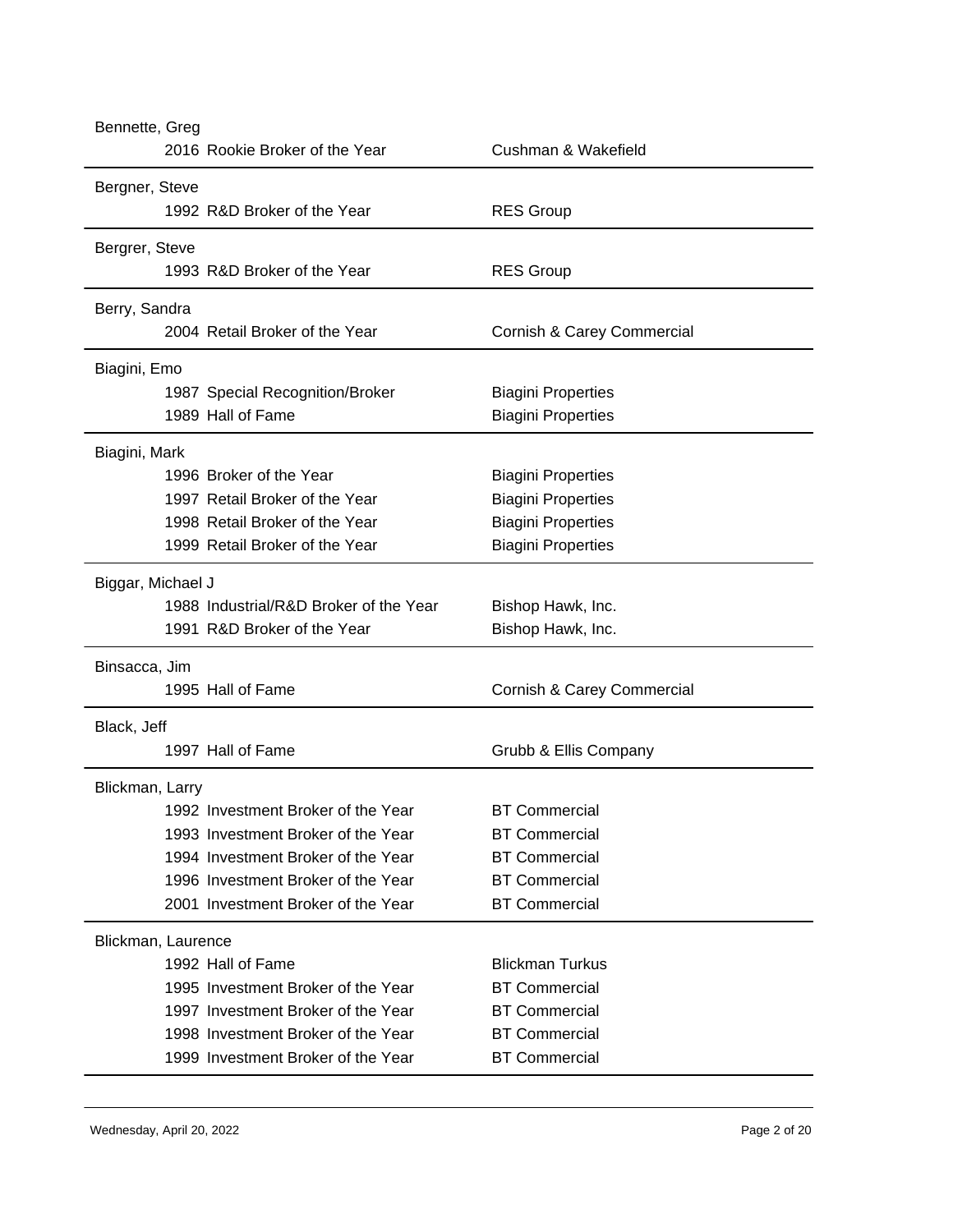**Bennette, Greg**

| Year | Award | Company |
|---|---|---|
| 2016 | Rookie Broker of the Year | Cushman & Wakefield |

**Bergner, Steve**

| Year | Award | Company |
|---|---|---|
| 1992 | R&D Broker of the Year | RES Group |

**Bergrer, Steve**

| Year | Award | Company |
|---|---|---|
| 1993 | R&D Broker of the Year | RES Group |

**Berry, Sandra**

| Year | Award | Company |
|---|---|---|
| 2004 | Retail Broker of the Year | Cornish & Carey Commercial |

**Biagini, Emo**

| Year | Award | Company |
|---|---|---|
| 1987 | Special Recognition/Broker | Biagini Properties |
| 1989 | Hall of Fame | Biagini Properties |

**Biagini, Mark**

| Year | Award | Company |
|---|---|---|
| 1996 | Broker of the Year | Biagini Properties |
| 1997 | Retail Broker of the Year | Biagini Properties |
| 1998 | Retail Broker of the Year | Biagini Properties |
| 1999 | Retail Broker of the Year | Biagini Properties |

**Biggar, Michael J**

| Year | Award | Company |
|---|---|---|
| 1988 | Industrial/R&D Broker of the Year | Bishop Hawk, Inc. |
| 1991 | R&D Broker of the Year | Bishop Hawk, Inc. |

**Binsacca, Jim**

| Year | Award | Company |
|---|---|---|
| 1995 | Hall of Fame | Cornish & Carey Commercial |

**Black, Jeff**

| Year | Award | Company |
|---|---|---|
| 1997 | Hall of Fame | Grubb & Ellis Company |

**Blickman, Larry**

| Year | Award | Company |
|---|---|---|
| 1992 | Investment Broker of the Year | BT Commercial |
| 1993 | Investment Broker of the Year | BT Commercial |
| 1994 | Investment Broker of the Year | BT Commercial |
| 1996 | Investment Broker of the Year | BT Commercial |
| 2001 | Investment Broker of the Year | BT Commercial |

**Blickman, Laurence**

| Year | Award | Company |
|---|---|---|
| 1992 | Hall of Fame | Blickman Turkus |
| 1995 | Investment Broker of the Year | BT Commercial |
| 1997 | Investment Broker of the Year | BT Commercial |
| 1998 | Investment Broker of the Year | BT Commercial |
| 1999 | Investment Broker of the Year | BT Commercial |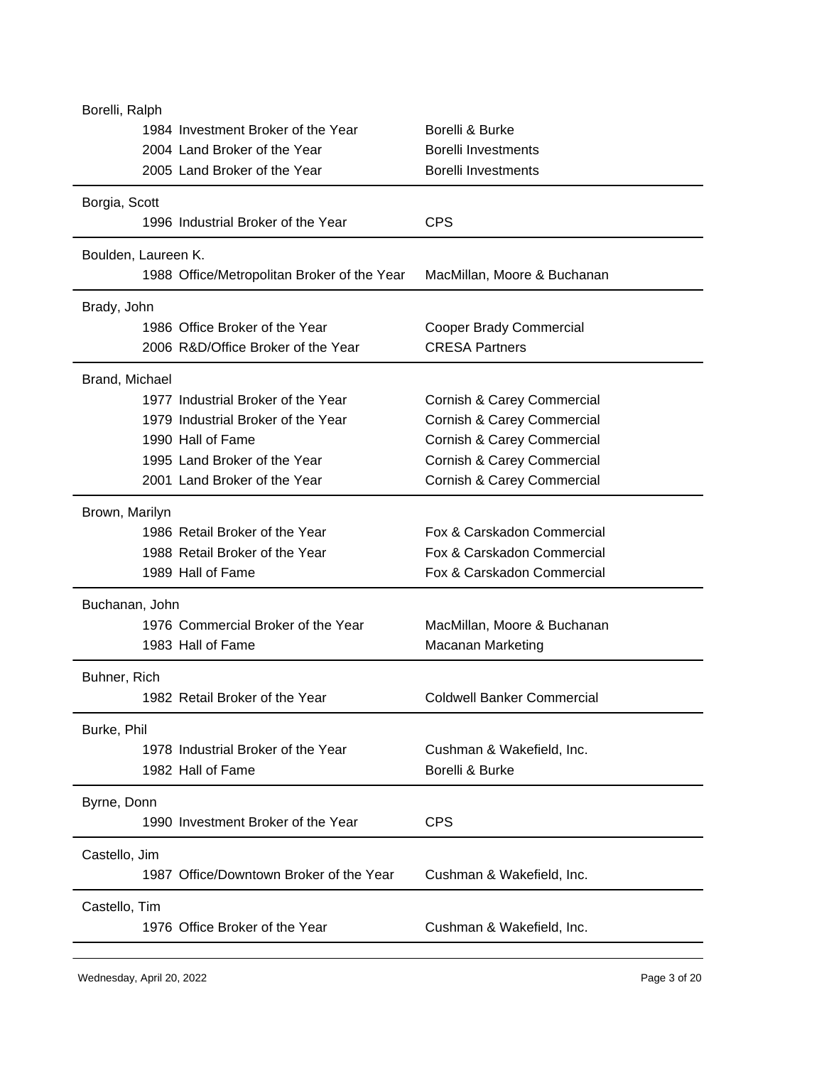**Borelli, Ralph**

| Year | Award | Company |
|---|---|---|
| 1984 | Investment Broker of the Year | Borelli & Burke |
| 2004 | Land Broker of the Year | Borelli Investments |
| 2005 | Land Broker of the Year | Borelli Investments |

**Borgia, Scott**

| Year | Award | Company |
|---|---|---|
| 1996 | Industrial Broker of the Year | CPS |

**Boulden, Laureen K.**

| Year | Award | Company |
|---|---|---|
| 1988 | Office/Metropolitan Broker of the Year | MacMillan, Moore & Buchanan |

**Brady, John**

| Year | Award | Company |
|---|---|---|
| 1986 | Office Broker of the Year | Cooper Brady Commercial |
| 2006 | R&D/Office Broker of the Year | CRESA Partners |

**Brand, Michael**

| Year | Award | Company |
|---|---|---|
| 1977 | Industrial Broker of the Year | Cornish & Carey Commercial |
| 1979 | Industrial Broker of the Year | Cornish & Carey Commercial |
| 1990 | Hall of Fame | Cornish & Carey Commercial |
| 1995 | Land Broker of the Year | Cornish & Carey Commercial |
| 2001 | Land Broker of the Year | Cornish & Carey Commercial |

**Brown, Marilyn**

| Year | Award | Company |
|---|---|---|
| 1986 | Retail Broker of the Year | Fox & Carskadon Commercial |
| 1988 | Retail Broker of the Year | Fox & Carskadon Commercial |
| 1989 | Hall of Fame | Fox & Carskadon Commercial |

**Buchanan, John**

| Year | Award | Company |
|---|---|---|
| 1976 | Commercial Broker of the Year | MacMillan, Moore & Buchanan |
| 1983 | Hall of Fame | Macanan Marketing |

**Buhner, Rich**

| Year | Award | Company |
|---|---|---|
| 1982 | Retail Broker of the Year | Coldwell Banker Commercial |

**Burke, Phil**

| Year | Award | Company |
|---|---|---|
| 1978 | Industrial Broker of the Year | Cushman & Wakefield, Inc. |
| 1982 | Hall of Fame | Borelli & Burke |

**Byrne, Donn**

| Year | Award | Company |
|---|---|---|
| 1990 | Investment Broker of the Year | CPS |

**Castello, Jim**

| Year | Award | Company |
|---|---|---|
| 1987 | Office/Downtown Broker of the Year | Cushman & Wakefield, Inc. |

**Castello, Tim**

| Year | Award | Company |
|---|---|---|
| 1976 | Office Broker of the Year | Cushman & Wakefield, Inc. |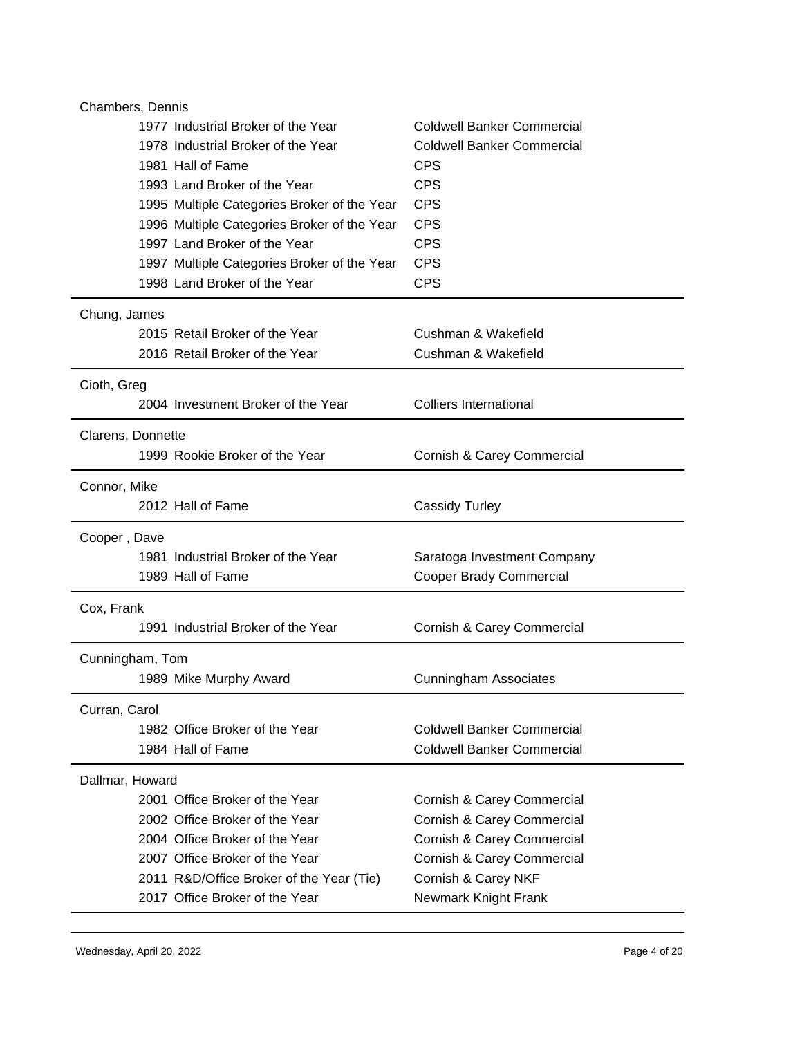**Chambers, Dennis**

| Year | Award | Company |
|---|---|---|
| 1977 | Industrial Broker of the Year | Coldwell Banker Commercial |
| 1978 | Industrial Broker of the Year | Coldwell Banker Commercial |
| 1981 | Hall of Fame | CPS |
| 1993 | Land Broker of the Year | CPS |
| 1995 | Multiple Categories Broker of the Year | CPS |
| 1996 | Multiple Categories Broker of the Year | CPS |
| 1997 | Land Broker of the Year | CPS |
| 1997 | Multiple Categories Broker of the Year | CPS |
| 1998 | Land Broker of the Year | CPS |

**Chung, James**

| Year | Award | Company |
|---|---|---|
| 2015 | Retail Broker of the Year | Cushman & Wakefield |
| 2016 | Retail Broker of the Year | Cushman & Wakefield |

**Cioth, Greg**

| Year | Award | Company |
|---|---|---|
| 2004 | Investment Broker of the Year | Colliers International |

**Clarens, Donnette**

| Year | Award | Company |
|---|---|---|
| 1999 | Rookie Broker of the Year | Cornish & Carey Commercial |

**Connor, Mike**

| Year | Award | Company |
|---|---|---|
| 2012 | Hall of Fame | Cassidy Turley |

**Cooper , Dave**

| Year | Award | Company |
|---|---|---|
| 1981 | Industrial Broker of the Year | Saratoga Investment Company |
| 1989 | Hall of Fame | Cooper Brady Commercial |

**Cox, Frank**

| Year | Award | Company |
|---|---|---|
| 1991 | Industrial Broker of the Year | Cornish & Carey Commercial |

**Cunningham, Tom**

| Year | Award | Company |
|---|---|---|
| 1989 | Mike Murphy Award | Cunningham Associates |

**Curran, Carol**

| Year | Award | Company |
|---|---|---|
| 1982 | Office Broker of the Year | Coldwell Banker Commercial |
| 1984 | Hall of Fame | Coldwell Banker Commercial |

**Dallmar, Howard**

| Year | Award | Company |
|---|---|---|
| 2001 | Office Broker of the Year | Cornish & Carey Commercial |
| 2002 | Office Broker of the Year | Cornish & Carey Commercial |
| 2004 | Office Broker of the Year | Cornish & Carey Commercial |
| 2007 | Office Broker of the Year | Cornish & Carey Commercial |
| 2011 | R&D/Office Broker of the Year (Tie) | Cornish & Carey NKF |
| 2017 | Office Broker of the Year | Newmark Knight Frank |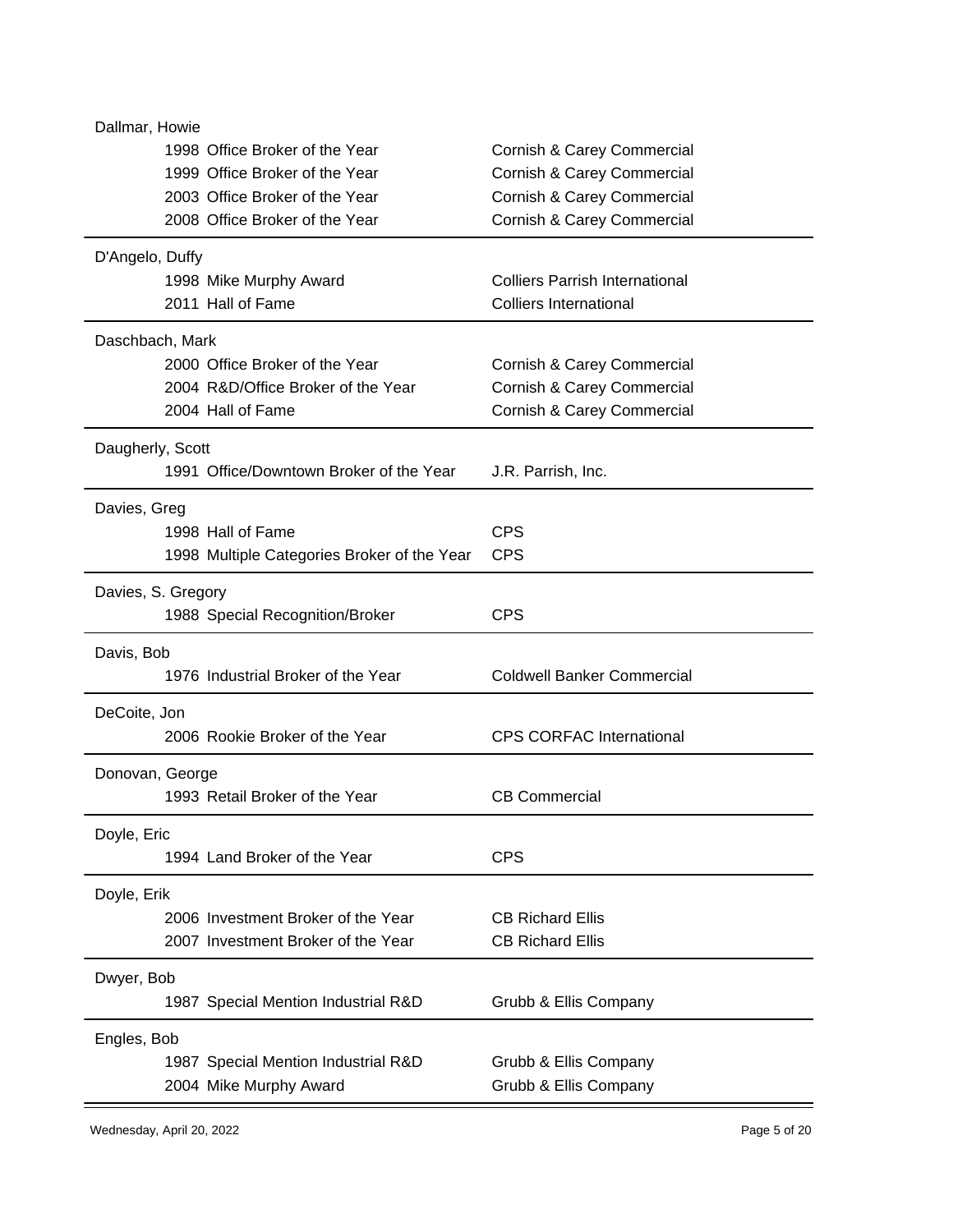Dallmar, Howie

| Year | Award | Company |
|---|---|---|
| 1998 | Office Broker of the Year | Cornish & Carey Commercial |
| 1999 | Office Broker of the Year | Cornish & Carey Commercial |
| 2003 | Office Broker of the Year | Cornish & Carey Commercial |
| 2008 | Office Broker of the Year | Cornish & Carey Commercial |

D'Angelo, Duffy

| Year | Award | Company |
|---|---|---|
| 1998 | Mike Murphy Award | Colliers Parrish International |
| 2011 | Hall of Fame | Colliers International |

Daschbach, Mark

| Year | Award | Company |
|---|---|---|
| 2000 | Office Broker of the Year | Cornish & Carey Commercial |
| 2004 | R&D/Office Broker of the Year | Cornish & Carey Commercial |
| 2004 | Hall of Fame | Cornish & Carey Commercial |

Daugherly, Scott

| Year | Award | Company |
|---|---|---|
| 1991 | Office/Downtown Broker of the Year | J.R. Parrish, Inc. |

Davies, Greg

| Year | Award | Company |
|---|---|---|
| 1998 | Hall of Fame | CPS |
| 1998 | Multiple Categories Broker of the Year | CPS |

Davies, S. Gregory

| Year | Award | Company |
|---|---|---|
| 1988 | Special Recognition/Broker | CPS |

Davis, Bob

| Year | Award | Company |
|---|---|---|
| 1976 | Industrial Broker of the Year | Coldwell Banker Commercial |

DeCoite, Jon

| Year | Award | Company |
|---|---|---|
| 2006 | Rookie Broker of the Year | CPS CORFAC International |

Donovan, George

| Year | Award | Company |
|---|---|---|
| 1993 | Retail Broker of the Year | CB Commercial |

Doyle, Eric

| Year | Award | Company |
|---|---|---|
| 1994 | Land Broker of the Year | CPS |

Doyle, Erik

| Year | Award | Company |
|---|---|---|
| 2006 | Investment Broker of the Year | CB Richard Ellis |
| 2007 | Investment Broker of the Year | CB Richard Ellis |

Dwyer, Bob

| Year | Award | Company |
|---|---|---|
| 1987 | Special Mention Industrial R&D | Grubb & Ellis Company |

Engles, Bob

| Year | Award | Company |
|---|---|---|
| 1987 | Special Mention Industrial R&D | Grubb & Ellis Company |
| 2004 | Mike Murphy Award | Grubb & Ellis Company |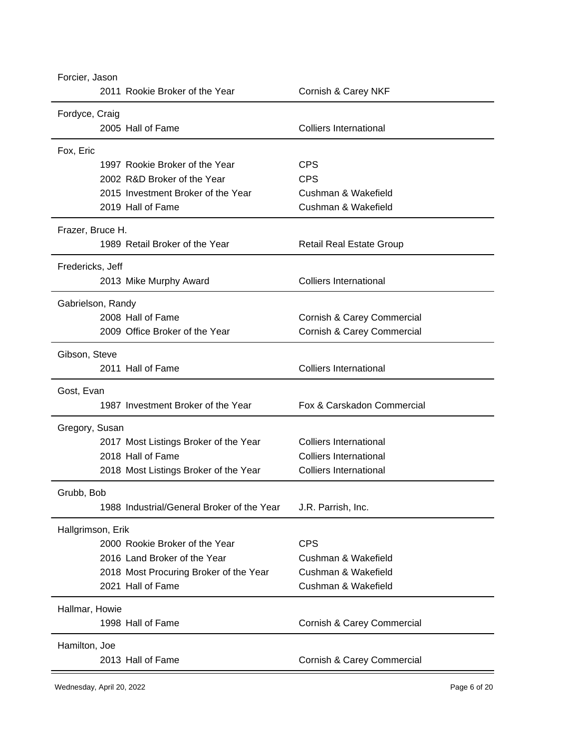Forcier, Jason

| Year | Award | Company |
|---|---|---|
| 2011 | Rookie Broker of the Year | Cornish & Carey NKF |

Fordyce, Craig

| Year | Award | Company |
|---|---|---|
| 2005 | Hall of Fame | Colliers International |

Fox, Eric

| Year | Award | Company |
|---|---|---|
| 1997 | Rookie Broker of the Year | CPS |
| 2002 | R&D Broker of the Year | CPS |
| 2015 | Investment Broker of the Year | Cushman & Wakefield |
| 2019 | Hall of Fame | Cushman & Wakefield |

Frazer, Bruce H.

| Year | Award | Company |
|---|---|---|
| 1989 | Retail Broker of the Year | Retail Real Estate Group |

Fredericks, Jeff

| Year | Award | Company |
|---|---|---|
| 2013 | Mike Murphy Award | Colliers International |

Gabrielson, Randy

| Year | Award | Company |
|---|---|---|
| 2008 | Hall of Fame | Cornish & Carey Commercial |
| 2009 | Office Broker of the Year | Cornish & Carey Commercial |

Gibson, Steve

| Year | Award | Company |
|---|---|---|
| 2011 | Hall of Fame | Colliers International |

Gost, Evan

| Year | Award | Company |
|---|---|---|
| 1987 | Investment Broker of the Year | Fox & Carskadon Commercial |

Gregory, Susan

| Year | Award | Company |
|---|---|---|
| 2017 | Most Listings Broker of the Year | Colliers International |
| 2018 | Hall of Fame | Colliers International |
| 2018 | Most Listings Broker of the Year | Colliers International |

Grubb, Bob

| Year | Award | Company |
|---|---|---|
| 1988 | Industrial/General Broker of the Year | J.R. Parrish, Inc. |

Hallgrimson, Erik

| Year | Award | Company |
|---|---|---|
| 2000 | Rookie Broker of the Year | CPS |
| 2016 | Land Broker of the Year | Cushman & Wakefield |
| 2018 | Most Procuring Broker of the Year | Cushman & Wakefield |
| 2021 | Hall of Fame | Cushman & Wakefield |

Hallmar, Howie

| Year | Award | Company |
|---|---|---|
| 1998 | Hall of Fame | Cornish & Carey Commercial |

Hamilton, Joe

| Year | Award | Company |
|---|---|---|
| 2013 | Hall of Fame | Cornish & Carey Commercial |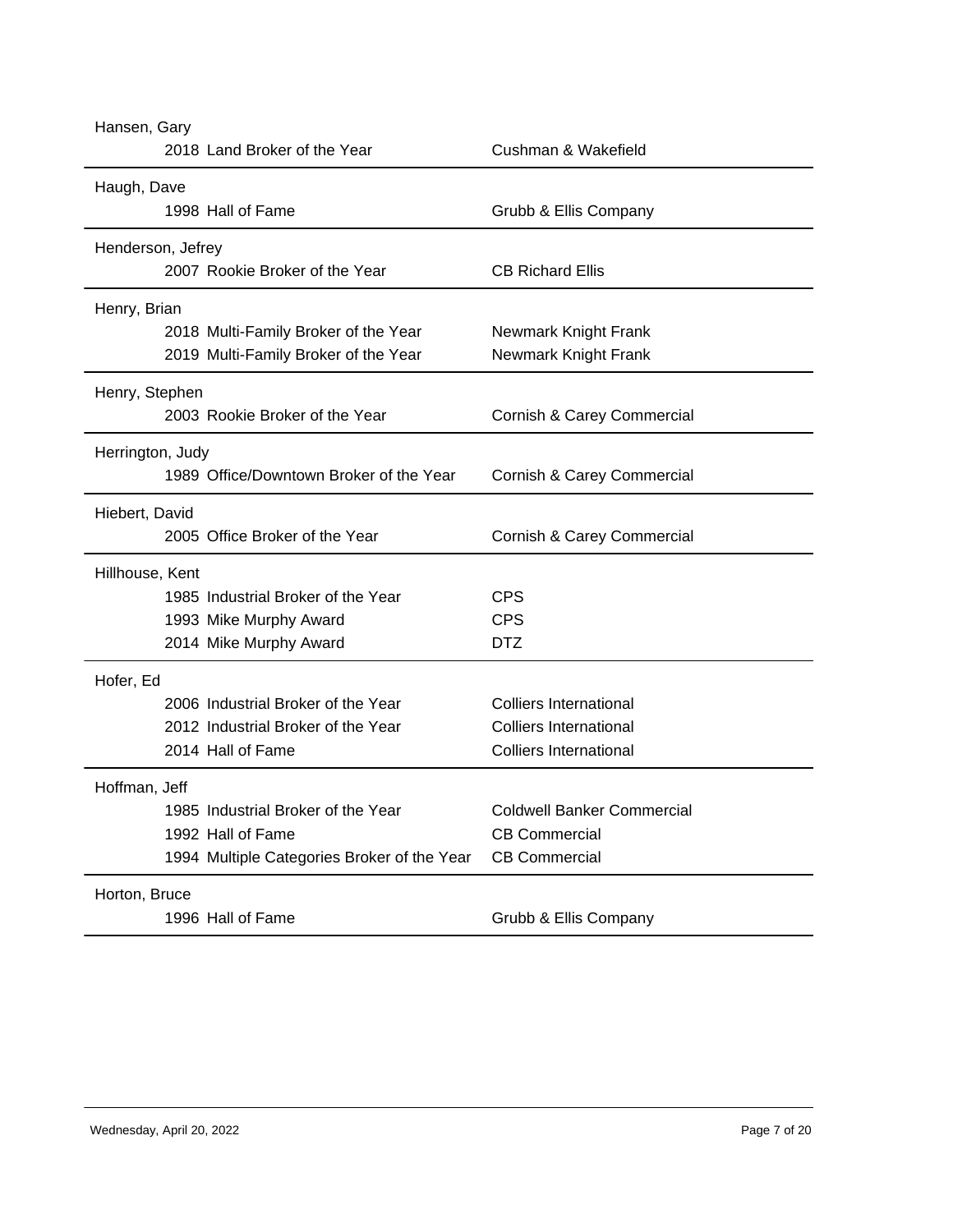| Name | Year | Award | Company |
|---|---|---|---|
| Hansen, Gary | | | |
| | 2018 | Land Broker of the Year | Cushman & Wakefield |
| Haugh, Dave | | | |
| | 1998 | Hall of Fame | Grubb & Ellis Company |
| Henderson, Jefrey | | | |
| | 2007 | Rookie Broker of the Year | CB Richard Ellis |
| Henry, Brian | | | |
| | 2018 | Multi-Family Broker of the Year | Newmark Knight Frank |
| | 2019 | Multi-Family Broker of the Year | Newmark Knight Frank |
| Henry, Stephen | | | |
| | 2003 | Rookie Broker of the Year | Cornish & Carey Commercial |
| Herrington, Judy | | | |
| | 1989 | Office/Downtown Broker of the Year | Cornish & Carey Commercial |
| Hiebert, David | | | |
| | 2005 | Office Broker of the Year | Cornish & Carey Commercial |
| Hillhouse, Kent | | | |
| | 1985 | Industrial Broker of the Year | CPS |
| | 1993 | Mike Murphy Award | CPS |
| | 2014 | Mike Murphy Award | DTZ |
| Hofer, Ed | | | |
| | 2006 | Industrial Broker of the Year | Colliers International |
| | 2012 | Industrial Broker of the Year | Colliers International |
| | 2014 | Hall of Fame | Colliers International |
| Hoffman, Jeff | | | |
| | 1985 | Industrial Broker of the Year | Coldwell Banker Commercial |
| | 1992 | Hall of Fame | CB Commercial |
| | 1994 | Multiple Categories Broker of the Year | CB Commercial |
| Horton, Bruce | | | |
| | 1996 | Hall of Fame | Grubb & Ellis Company |

Wednesday, April 20, 2022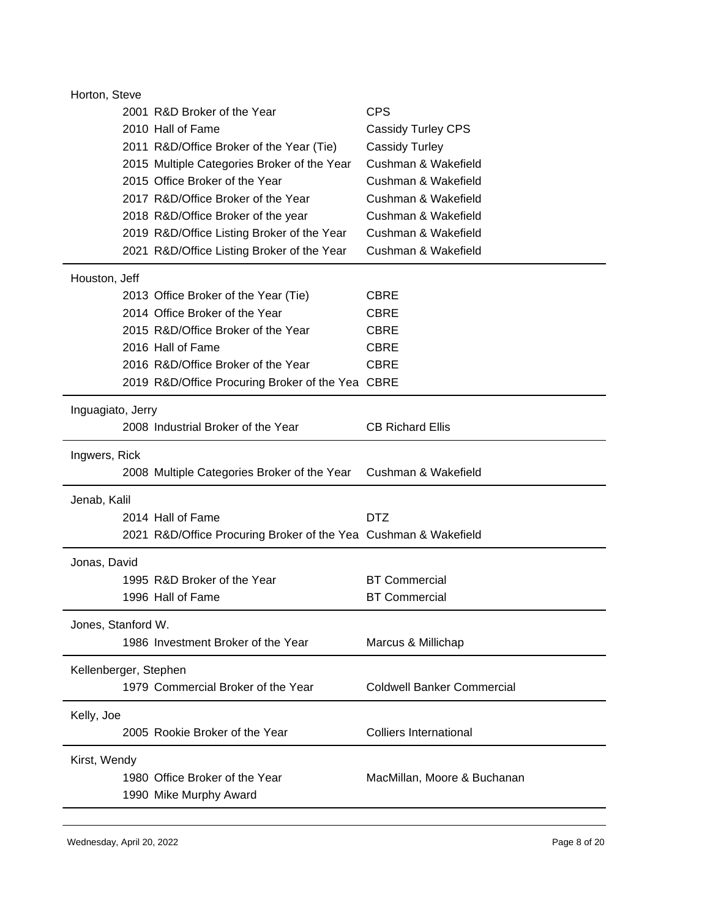Horton, Steve

| Year | Award | Company |
|---|---|---|
| 2001 | R&D Broker of the Year | CPS |
| 2010 | Hall of Fame | Cassidy Turley CPS |
| 2011 | R&D/Office Broker of the Year (Tie) | Cassidy Turley |
| 2015 | Multiple Categories Broker of the Year | Cushman & Wakefield |
| 2015 | Office Broker of the Year | Cushman & Wakefield |
| 2017 | R&D/Office Broker of the Year | Cushman & Wakefield |
| 2018 | R&D/Office Broker of the year | Cushman & Wakefield |
| 2019 | R&D/Office Listing Broker of the Year | Cushman & Wakefield |
| 2021 | R&D/Office Listing Broker of the Year | Cushman & Wakefield |

Houston, Jeff

| Year | Award | Company |
|---|---|---|
| 2013 | Office Broker of the Year (Tie) | CBRE |
| 2014 | Office Broker of the Year | CBRE |
| 2015 | R&D/Office Broker of the Year | CBRE |
| 2016 | Hall of Fame | CBRE |
| 2016 | R&D/Office Broker of the Year | CBRE |
| 2019 | R&D/Office Procuring Broker of the Yea | CBRE |

Inguagiato, Jerry

| Year | Award | Company |
|---|---|---|
| 2008 | Industrial Broker of the Year | CB Richard Ellis |

Ingwers, Rick

| Year | Award | Company |
|---|---|---|
| 2008 | Multiple Categories Broker of the Year | Cushman & Wakefield |

Jenab, Kalil

| Year | Award | Company |
|---|---|---|
| 2014 | Hall of Fame | DTZ |
| 2021 | R&D/Office Procuring Broker of the Yea | Cushman & Wakefield |

Jonas, David

| Year | Award | Company |
|---|---|---|
| 1995 | R&D Broker of the Year | BT Commercial |
| 1996 | Hall of Fame | BT Commercial |

Jones, Stanford W.

| Year | Award | Company |
|---|---|---|
| 1986 | Investment Broker of the Year | Marcus & Millichap |

Kellenberger, Stephen

| Year | Award | Company |
|---|---|---|
| 1979 | Commercial Broker of the Year | Coldwell Banker Commercial |

Kelly, Joe

| Year | Award | Company |
|---|---|---|
| 2005 | Rookie Broker of the Year | Colliers International |

Kirst, Wendy

| Year | Award | Company |
|---|---|---|
| 1980 | Office Broker of the Year | MacMillan, Moore & Buchanan |
| 1990 | Mike Murphy Award | |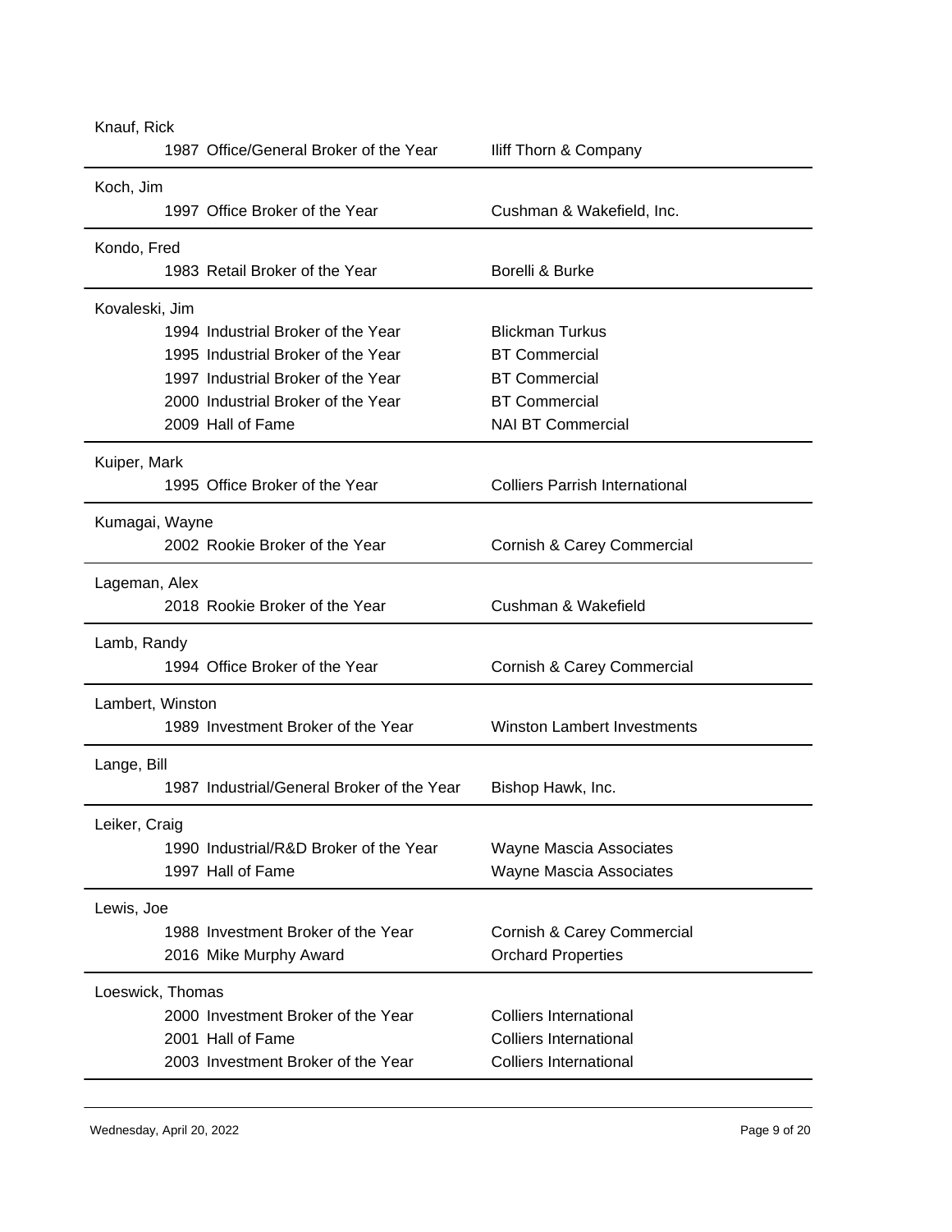Knauf, Rick

| | | |
|---|---|---|
| 1987 | Office/General Broker of the Year | Iliff Thorn & Company |

Koch, Jim

| | | |
|---|---|---|
| 1997 | Office Broker of the Year | Cushman & Wakefield, Inc. |

Kondo, Fred

| | | |
|---|---|---|
| 1983 | Retail Broker of the Year | Borelli & Burke |

Kovaleski, Jim

| | | |
|---|---|---|
| 1994 | Industrial Broker of the Year | Blickman Turkus |
| 1995 | Industrial Broker of the Year | BT Commercial |
| 1997 | Industrial Broker of the Year | BT Commercial |
| 2000 | Industrial Broker of the Year | BT Commercial |
| 2009 | Hall of Fame | NAI BT Commercial |

Kuiper, Mark

| | | |
|---|---|---|
| 1995 | Office Broker of the Year | Colliers Parrish International |

Kumagai, Wayne

| | | |
|---|---|---|
| 2002 | Rookie Broker of the Year | Cornish & Carey Commercial |

Lageman, Alex

| | | |
|---|---|---|
| 2018 | Rookie Broker of the Year | Cushman & Wakefield |

Lamb, Randy

| | | |
|---|---|---|
| 1994 | Office Broker of the Year | Cornish & Carey Commercial |

Lambert, Winston

| | | |
|---|---|---|
| 1989 | Investment Broker of the Year | Winston Lambert Investments |

Lange, Bill

| | | |
|---|---|---|
| 1987 | Industrial/General Broker of the Year | Bishop Hawk, Inc. |

Leiker, Craig

| | | |
|---|---|---|
| 1990 | Industrial/R&D Broker of the Year | Wayne Mascia Associates |
| 1997 | Hall of Fame | Wayne Mascia Associates |

Lewis, Joe

| | | |
|---|---|---|
| 1988 | Investment Broker of the Year | Cornish & Carey Commercial |
| 2016 | Mike Murphy Award | Orchard Properties |

Loeswick, Thomas

| | | |
|---|---|---|
| 2000 | Investment Broker of the Year | Colliers International |
| 2001 | Hall of Fame | Colliers International |
| 2003 | Investment Broker of the Year | Colliers International |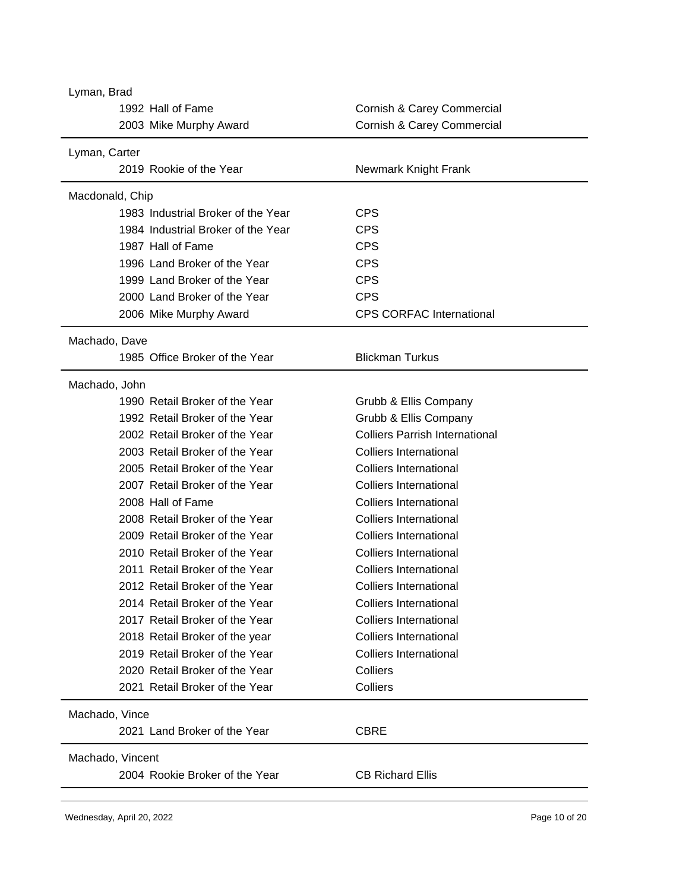**Lyman, Brad**

| Year | Award | Company |
| --- | --- | --- |
| 1992 | Hall of Fame | Cornish & Carey Commercial |
| 2003 | Mike Murphy Award | Cornish & Carey Commercial |

**Lyman, Carter**

| Year | Award | Company |
| --- | --- | --- |
| 2019 | Rookie of the Year | Newmark Knight Frank |

**Macdonald, Chip**

| Year | Award | Company |
| --- | --- | --- |
| 1983 | Industrial Broker of the Year | CPS |
| 1984 | Industrial Broker of the Year | CPS |
| 1987 | Hall of Fame | CPS |
| 1996 | Land Broker of the Year | CPS |
| 1999 | Land Broker of the Year | CPS |
| 2000 | Land Broker of the Year | CPS |
| 2006 | Mike Murphy Award | CPS CORFAC International |

**Machado, Dave**

| Year | Award | Company |
| --- | --- | --- |
| 1985 | Office Broker of the Year | Blickman Turkus |

**Machado, John**

| Year | Award | Company |
| --- | --- | --- |
| 1990 | Retail Broker of the Year | Grubb & Ellis Company |
| 1992 | Retail Broker of the Year | Grubb & Ellis Company |
| 2002 | Retail Broker of the Year | Colliers Parrish International |
| 2003 | Retail Broker of the Year | Colliers International |
| 2005 | Retail Broker of the Year | Colliers International |
| 2007 | Retail Broker of the Year | Colliers International |
| 2008 | Hall of Fame | Colliers International |
| 2008 | Retail Broker of the Year | Colliers International |
| 2009 | Retail Broker of the Year | Colliers International |
| 2010 | Retail Broker of the Year | Colliers International |
| 2011 | Retail Broker of the Year | Colliers International |
| 2012 | Retail Broker of the Year | Colliers International |
| 2014 | Retail Broker of the Year | Colliers International |
| 2017 | Retail Broker of the Year | Colliers International |
| 2018 | Retail Broker of the year | Colliers International |
| 2019 | Retail Broker of the Year | Colliers International |
| 2020 | Retail Broker of the Year | Colliers |
| 2021 | Retail Broker of the Year | Colliers |

**Machado, Vince**

| Year | Award | Company |
| --- | --- | --- |
| 2021 | Land Broker of the Year | CBRE |

**Machado, Vincent**

| Year | Award | Company |
| --- | --- | --- |
| 2004 | Rookie Broker of the Year | CB Richard Ellis |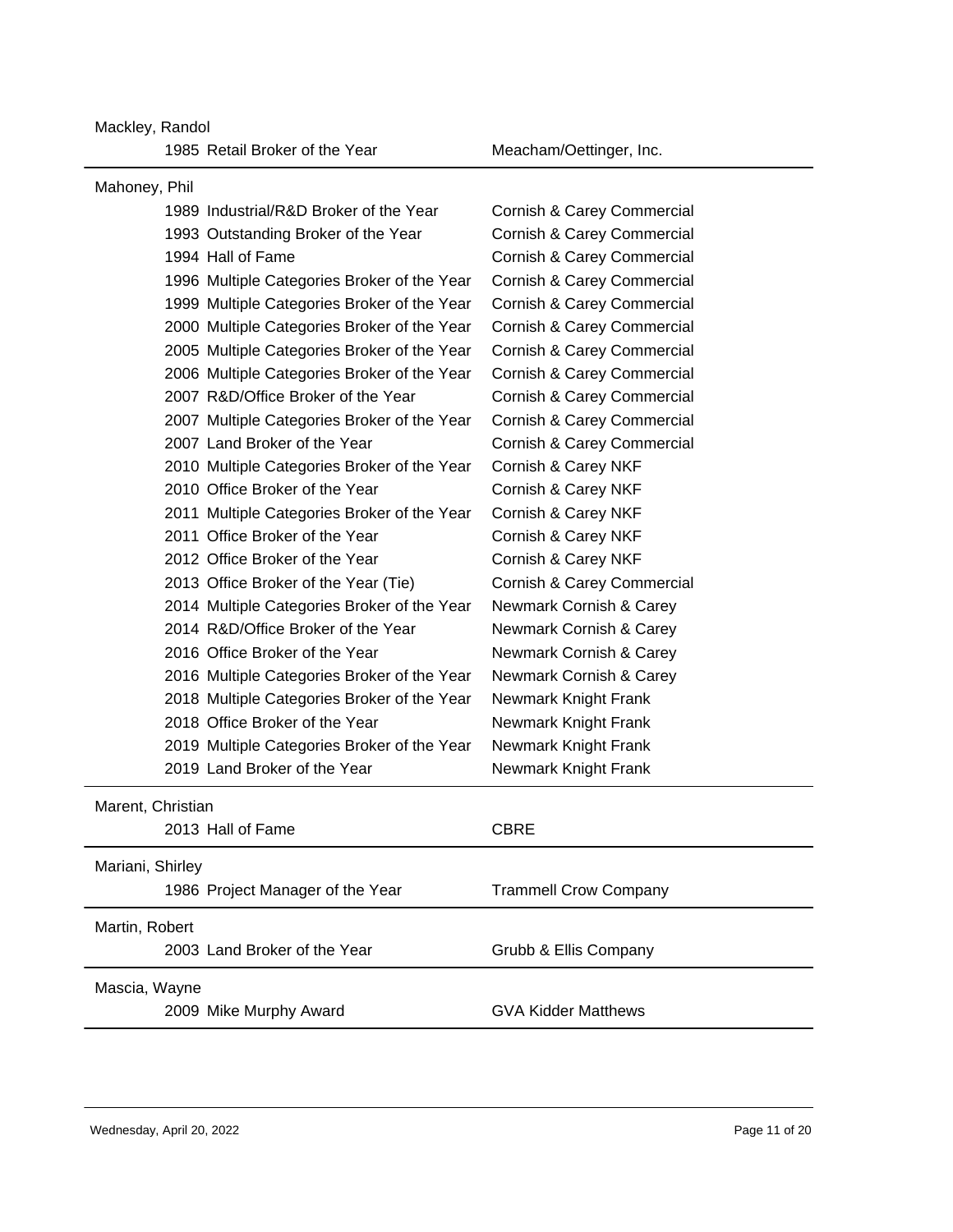Mackley, Randol

| Year | Award | Company |
|---|---|---|
| 1985 | Retail Broker of the Year | Meacham/Oettinger, Inc. |

Mahoney, Phil

| Year | Award | Company |
|---|---|---|
| 1989 | Industrial/R&D Broker of the Year | Cornish & Carey Commercial |
| 1993 | Outstanding Broker of the Year | Cornish & Carey Commercial |
| 1994 | Hall of Fame | Cornish & Carey Commercial |
| 1996 | Multiple Categories Broker of the Year | Cornish & Carey Commercial |
| 1999 | Multiple Categories Broker of the Year | Cornish & Carey Commercial |
| 2000 | Multiple Categories Broker of the Year | Cornish & Carey Commercial |
| 2005 | Multiple Categories Broker of the Year | Cornish & Carey Commercial |
| 2006 | Multiple Categories Broker of the Year | Cornish & Carey Commercial |
| 2007 | R&D/Office Broker of the Year | Cornish & Carey Commercial |
| 2007 | Multiple Categories Broker of the Year | Cornish & Carey Commercial |
| 2007 | Land Broker of the Year | Cornish & Carey Commercial |
| 2010 | Multiple Categories Broker of the Year | Cornish & Carey NKF |
| 2010 | Office Broker of the Year | Cornish & Carey NKF |
| 2011 | Multiple Categories Broker of the Year | Cornish & Carey NKF |
| 2011 | Office Broker of the Year | Cornish & Carey NKF |
| 2012 | Office Broker of the Year | Cornish & Carey NKF |
| 2013 | Office Broker of the Year (Tie) | Cornish & Carey Commercial |
| 2014 | Multiple Categories Broker of the Year | Newmark Cornish & Carey |
| 2014 | R&D/Office Broker of the Year | Newmark Cornish & Carey |
| 2016 | Office Broker of the Year | Newmark Cornish & Carey |
| 2016 | Multiple Categories Broker of the Year | Newmark Cornish & Carey |
| 2018 | Multiple Categories Broker of the Year | Newmark Knight Frank |
| 2018 | Office Broker of the Year | Newmark Knight Frank |
| 2019 | Multiple Categories Broker of the Year | Newmark Knight Frank |
| 2019 | Land Broker of the Year | Newmark Knight Frank |

Marent, Christian

| Year | Award | Company |
|---|---|---|
| 2013 | Hall of Fame | CBRE |

Mariani, Shirley

| Year | Award | Company |
|---|---|---|
| 1986 | Project Manager of the Year | Trammell Crow Company |

Martin, Robert

| Year | Award | Company |
|---|---|---|
| 2003 | Land Broker of the Year | Grubb & Ellis Company |

Mascia, Wayne

| Year | Award | Company |
|---|---|---|
| 2009 | Mike Murphy Award | GVA Kidder Matthews |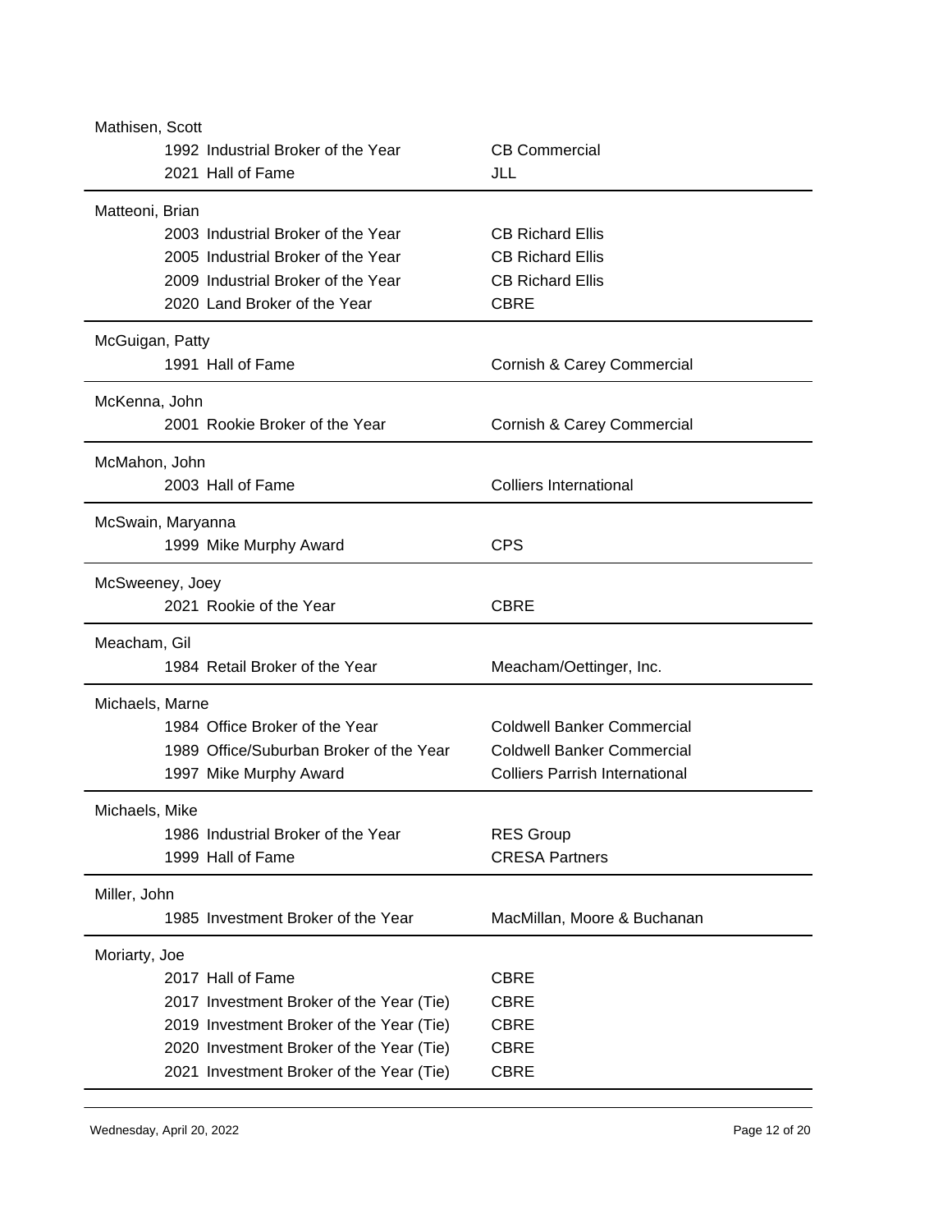Mathisen, Scott

| | | |
|---|---|---|
| 1992 | Industrial Broker of the Year | CB Commercial |
| 2021 | Hall of Fame | JLL |

Matteoni, Brian

| | | |
|---|---|---|
| 2003 | Industrial Broker of the Year | CB Richard Ellis |
| 2005 | Industrial Broker of the Year | CB Richard Ellis |
| 2009 | Industrial Broker of the Year | CB Richard Ellis |
| 2020 | Land Broker of the Year | CBRE |

McGuigan, Patty

| | | |
|---|---|---|
| 1991 | Hall of Fame | Cornish & Carey Commercial |

McKenna, John

| | | |
|---|---|---|
| 2001 | Rookie Broker of the Year | Cornish & Carey Commercial |

McMahon, John

| | | |
|---|---|---|
| 2003 | Hall of Fame | Colliers International |

McSwain, Maryanna

| | | |
|---|---|---|
| 1999 | Mike Murphy Award | CPS |

McSweeney, Joey

| | | |
|---|---|---|
| 2021 | Rookie of the Year | CBRE |

Meacham, Gil

| | | |
|---|---|---|
| 1984 | Retail Broker of the Year | Meacham/Oettinger, Inc. |

Michaels, Marne

| | | |
|---|---|---|
| 1984 | Office Broker of the Year | Coldwell Banker Commercial |
| 1989 | Office/Suburban Broker of the Year | Coldwell Banker Commercial |
| 1997 | Mike Murphy Award | Colliers Parrish International |

Michaels, Mike

| | | |
|---|---|---|
| 1986 | Industrial Broker of the Year | RES Group |
| 1999 | Hall of Fame | CRESA Partners |

Miller, John

| | | |
|---|---|---|
| 1985 | Investment Broker of the Year | MacMillan, Moore & Buchanan |

Moriarty, Joe

| | | |
|---|---|---|
| 2017 | Hall of Fame | CBRE |
| 2017 | Investment Broker of the Year (Tie) | CBRE |
| 2019 | Investment Broker of the Year (Tie) | CBRE |
| 2020 | Investment Broker of the Year (Tie) | CBRE |
| 2021 | Investment Broker of the Year (Tie) | CBRE |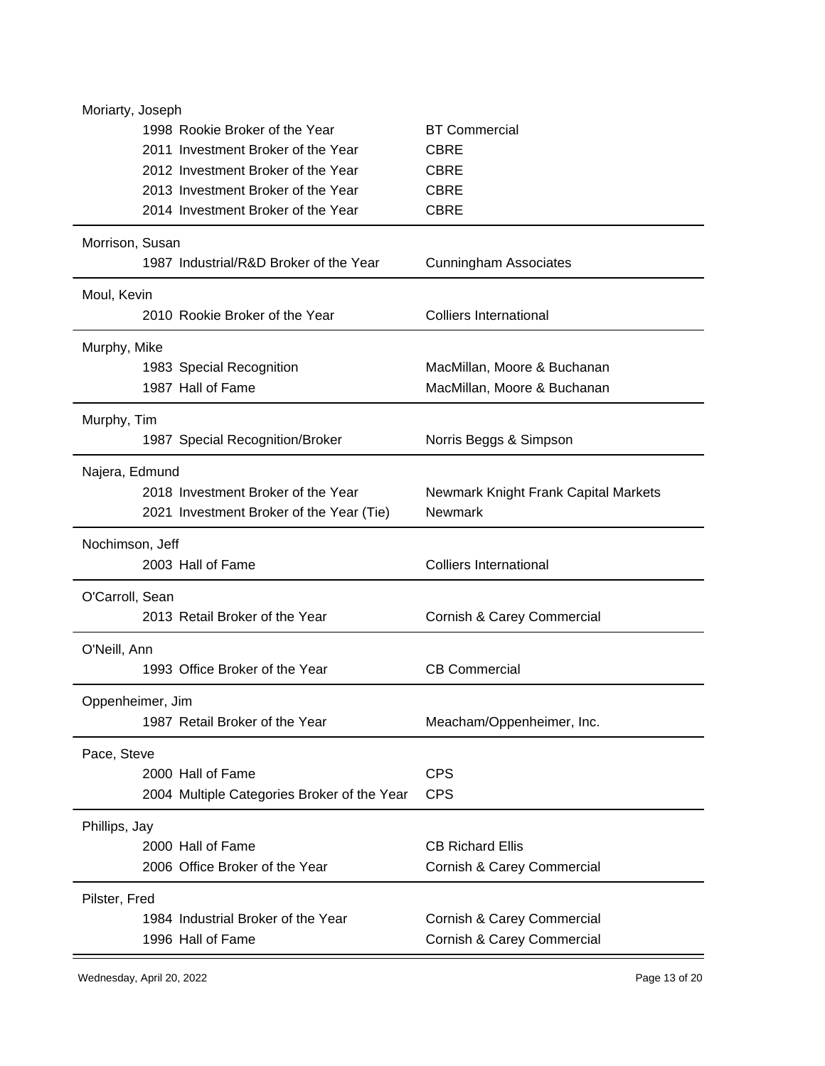| Name | Year | Award | Company |
|---|---|---|---|
| Moriarty, Joseph | 1998 | Rookie Broker of the Year | BT Commercial |
| | 2011 | Investment Broker of the Year | CBRE |
| | 2012 | Investment Broker of the Year | CBRE |
| | 2013 | Investment Broker of the Year | CBRE |
| | 2014 | Investment Broker of the Year | CBRE |
| Morrison, Susan | 1987 | Industrial/R&D Broker of the Year | Cunningham Associates |
| Moul, Kevin | 2010 | Rookie Broker of the Year | Colliers International |
| Murphy, Mike | 1983 | Special Recognition | MacMillan, Moore & Buchanan |
| | 1987 | Hall of Fame | MacMillan, Moore & Buchanan |
| Murphy, Tim | 1987 | Special Recognition/Broker | Norris Beggs & Simpson |
| Najera, Edmund | 2018 | Investment Broker of the Year | Newmark Knight Frank Capital Markets |
| | 2021 | Investment Broker of the Year (Tie) | Newmark |
| Nochimson, Jeff | 2003 | Hall of Fame | Colliers International |
| O'Carroll, Sean | 2013 | Retail Broker of the Year | Cornish & Carey Commercial |
| O'Neill, Ann | 1993 | Office Broker of the Year | CB Commercial |
| Oppenheimer, Jim | 1987 | Retail Broker of the Year | Meacham/Oppenheimer, Inc. |
| Pace, Steve | 2000 | Hall of Fame | CPS |
| | 2004 | Multiple Categories Broker of the Year | CPS |
| Phillips, Jay | 2000 | Hall of Fame | CB Richard Ellis |
| | 2006 | Office Broker of the Year | Cornish & Carey Commercial |
| Pilster, Fred | 1984 | Industrial Broker of the Year | Cornish & Carey Commercial |
| | 1996 | Hall of Fame | Cornish & Carey Commercial |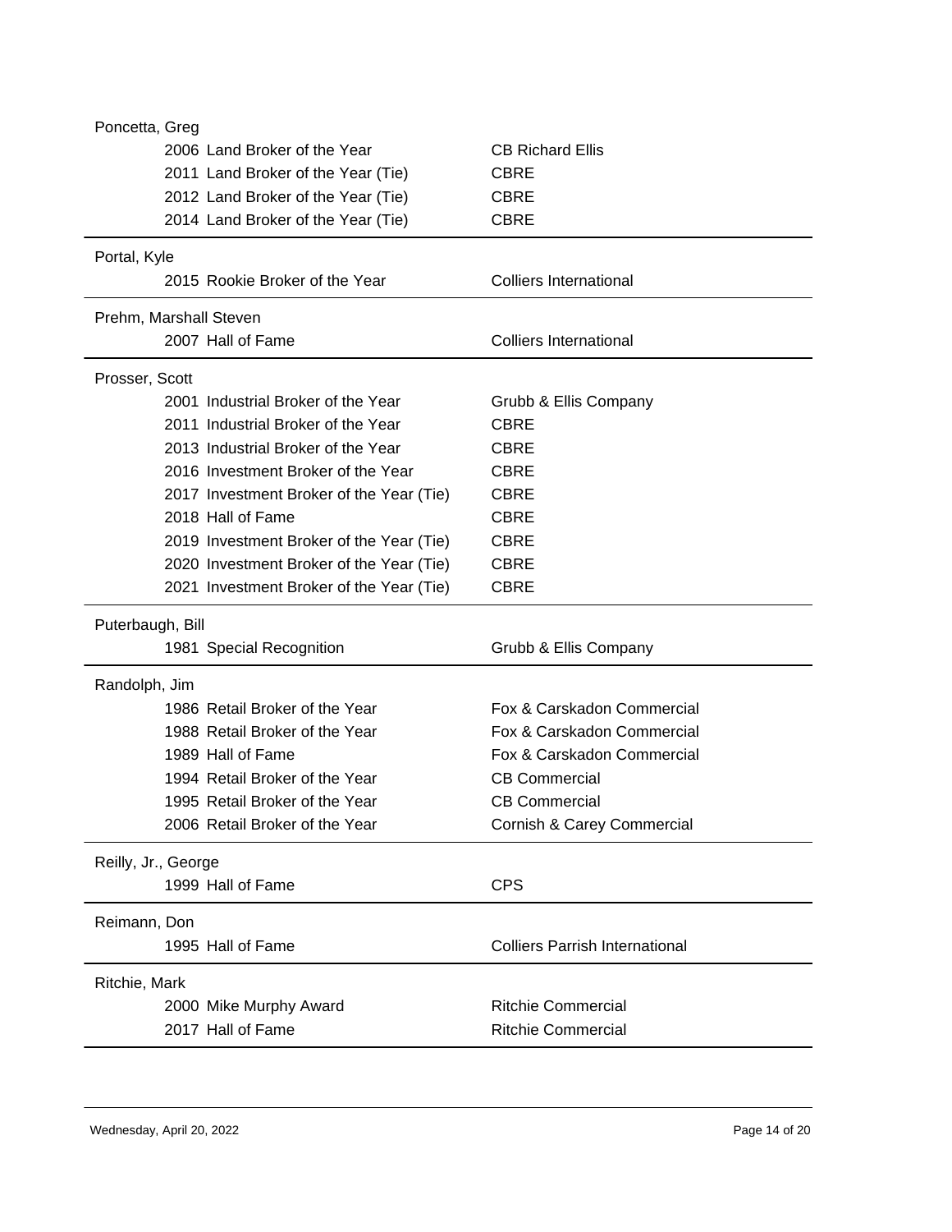Poncetta, Greg

| Year | Award | Company |
|---|---|---|
| 2006 | Land Broker of the Year | CB Richard Ellis |
| 2011 | Land Broker of the Year (Tie) | CBRE |
| 2012 | Land Broker of the Year (Tie) | CBRE |
| 2014 | Land Broker of the Year (Tie) | CBRE |

Portal, Kyle

| Year | Award | Company |
|---|---|---|
| 2015 | Rookie Broker of the Year | Colliers International |

Prehm, Marshall Steven

| Year | Award | Company |
|---|---|---|
| 2007 | Hall of Fame | Colliers International |

Prosser, Scott

| Year | Award | Company |
|---|---|---|
| 2001 | Industrial Broker of the Year | Grubb & Ellis Company |
| 2011 | Industrial Broker of the Year | CBRE |
| 2013 | Industrial Broker of the Year | CBRE |
| 2016 | Investment Broker of the Year | CBRE |
| 2017 | Investment Broker of the Year (Tie) | CBRE |
| 2018 | Hall of Fame | CBRE |
| 2019 | Investment Broker of the Year (Tie) | CBRE |
| 2020 | Investment Broker of the Year (Tie) | CBRE |
| 2021 | Investment Broker of the Year (Tie) | CBRE |

Puterbaugh, Bill

| Year | Award | Company |
|---|---|---|
| 1981 | Special Recognition | Grubb & Ellis Company |

Randolph, Jim

| Year | Award | Company |
|---|---|---|
| 1986 | Retail Broker of the Year | Fox & Carskadon Commercial |
| 1988 | Retail Broker of the Year | Fox & Carskadon Commercial |
| 1989 | Hall of Fame | Fox & Carskadon Commercial |
| 1994 | Retail Broker of the Year | CB Commercial |
| 1995 | Retail Broker of the Year | CB Commercial |
| 2006 | Retail Broker of the Year | Cornish & Carey Commercial |

Reilly, Jr., George

| Year | Award | Company |
|---|---|---|
| 1999 | Hall of Fame | CPS |

Reimann, Don

| Year | Award | Company |
|---|---|---|
| 1995 | Hall of Fame | Colliers Parrish International |

Ritchie, Mark

| Year | Award | Company |
|---|---|---|
| 2000 | Mike Murphy Award | Ritchie Commercial |
| 2017 | Hall of Fame | Ritchie Commercial |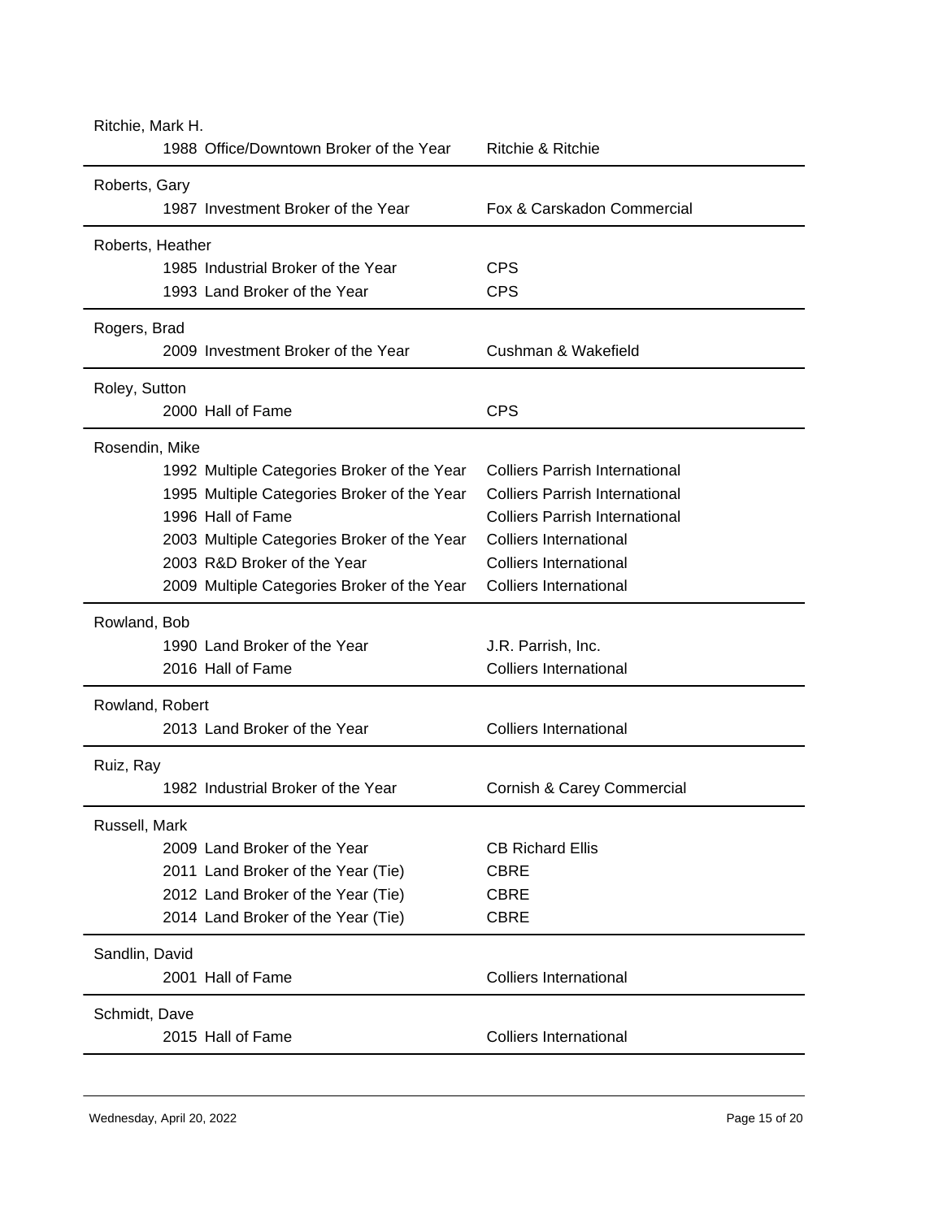Ritchie, Mark H.

| Year | Award | Company |
|---|---|---|
| 1988 | Office/Downtown Broker of the Year | Ritchie & Ritchie |

Roberts, Gary

| Year | Award | Company |
|---|---|---|
| 1987 | Investment Broker of the Year | Fox & Carskadon Commercial |

Roberts, Heather

| Year | Award | Company |
|---|---|---|
| 1985 | Industrial Broker of the Year | CPS |
| 1993 | Land Broker of the Year | CPS |

Rogers, Brad

| Year | Award | Company |
|---|---|---|
| 2009 | Investment Broker of the Year | Cushman & Wakefield |

Roley, Sutton

| Year | Award | Company |
|---|---|---|
| 2000 | Hall of Fame | CPS |

Rosendin, Mike

| Year | Award | Company |
|---|---|---|
| 1992 | Multiple Categories Broker of the Year | Colliers Parrish International |
| 1995 | Multiple Categories Broker of the Year | Colliers Parrish International |
| 1996 | Hall of Fame | Colliers Parrish International |
| 2003 | Multiple Categories Broker of the Year | Colliers International |
| 2003 | R&D Broker of the Year | Colliers International |
| 2009 | Multiple Categories Broker of the Year | Colliers International |

Rowland, Bob

| Year | Award | Company |
|---|---|---|
| 1990 | Land Broker of the Year | J.R. Parrish, Inc. |
| 2016 | Hall of Fame | Colliers International |

Rowland, Robert

| Year | Award | Company |
|---|---|---|
| 2013 | Land Broker of the Year | Colliers International |

Ruiz, Ray

| Year | Award | Company |
|---|---|---|
| 1982 | Industrial Broker of the Year | Cornish & Carey Commercial |

Russell, Mark

| Year | Award | Company |
|---|---|---|
| 2009 | Land Broker of the Year | CB Richard Ellis |
| 2011 | Land Broker of the Year (Tie) | CBRE |
| 2012 | Land Broker of the Year (Tie) | CBRE |
| 2014 | Land Broker of the Year (Tie) | CBRE |

Sandlin, David

| Year | Award | Company |
|---|---|---|
| 2001 | Hall of Fame | Colliers International |

Schmidt, Dave

| Year | Award | Company |
|---|---|---|
| 2015 | Hall of Fame | Colliers International |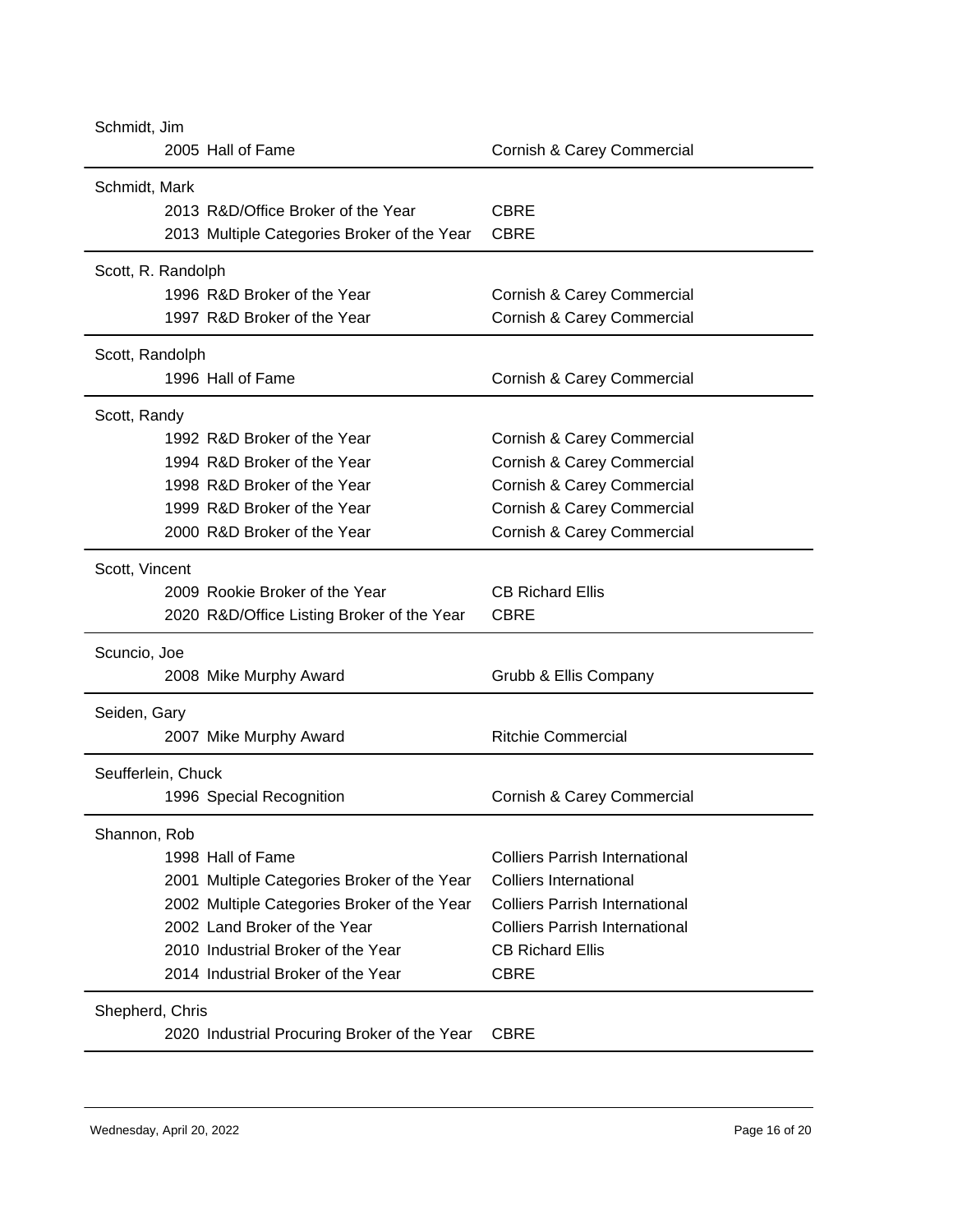Schmidt, Jim

| Year | Award | Company |
|---|---|---|
| 2005 | Hall of Fame | Cornish & Carey Commercial |

Schmidt, Mark

| Year | Award | Company |
|---|---|---|
| 2013 | R&D/Office Broker of the Year | CBRE |
| 2013 | Multiple Categories Broker of the Year | CBRE |

Scott, R. Randolph

| Year | Award | Company |
|---|---|---|
| 1996 | R&D Broker of the Year | Cornish & Carey Commercial |
| 1997 | R&D Broker of the Year | Cornish & Carey Commercial |

Scott, Randolph

| Year | Award | Company |
|---|---|---|
| 1996 | Hall of Fame | Cornish & Carey Commercial |

Scott, Randy

| Year | Award | Company |
|---|---|---|
| 1992 | R&D Broker of the Year | Cornish & Carey Commercial |
| 1994 | R&D Broker of the Year | Cornish & Carey Commercial |
| 1998 | R&D Broker of the Year | Cornish & Carey Commercial |
| 1999 | R&D Broker of the Year | Cornish & Carey Commercial |
| 2000 | R&D Broker of the Year | Cornish & Carey Commercial |

Scott, Vincent

| Year | Award | Company |
|---|---|---|
| 2009 | Rookie Broker of the Year | CB Richard Ellis |
| 2020 | R&D/Office Listing Broker of the Year | CBRE |

Scuncio, Joe

| Year | Award | Company |
|---|---|---|
| 2008 | Mike Murphy Award | Grubb & Ellis Company |

Seiden, Gary

| Year | Award | Company |
|---|---|---|
| 2007 | Mike Murphy Award | Ritchie Commercial |

Seufferlein, Chuck

| Year | Award | Company |
|---|---|---|
| 1996 | Special Recognition | Cornish & Carey Commercial |

Shannon, Rob

| Year | Award | Company |
|---|---|---|
| 1998 | Hall of Fame | Colliers Parrish International |
| 2001 | Multiple Categories Broker of the Year | Colliers International |
| 2002 | Multiple Categories Broker of the Year | Colliers Parrish International |
| 2002 | Land Broker of the Year | Colliers Parrish International |
| 2010 | Industrial Broker of the Year | CB Richard Ellis |
| 2014 | Industrial Broker of the Year | CBRE |

Shepherd, Chris

| Year | Award | Company |
|---|---|---|
| 2020 | Industrial Procuring Broker of the Year | CBRE |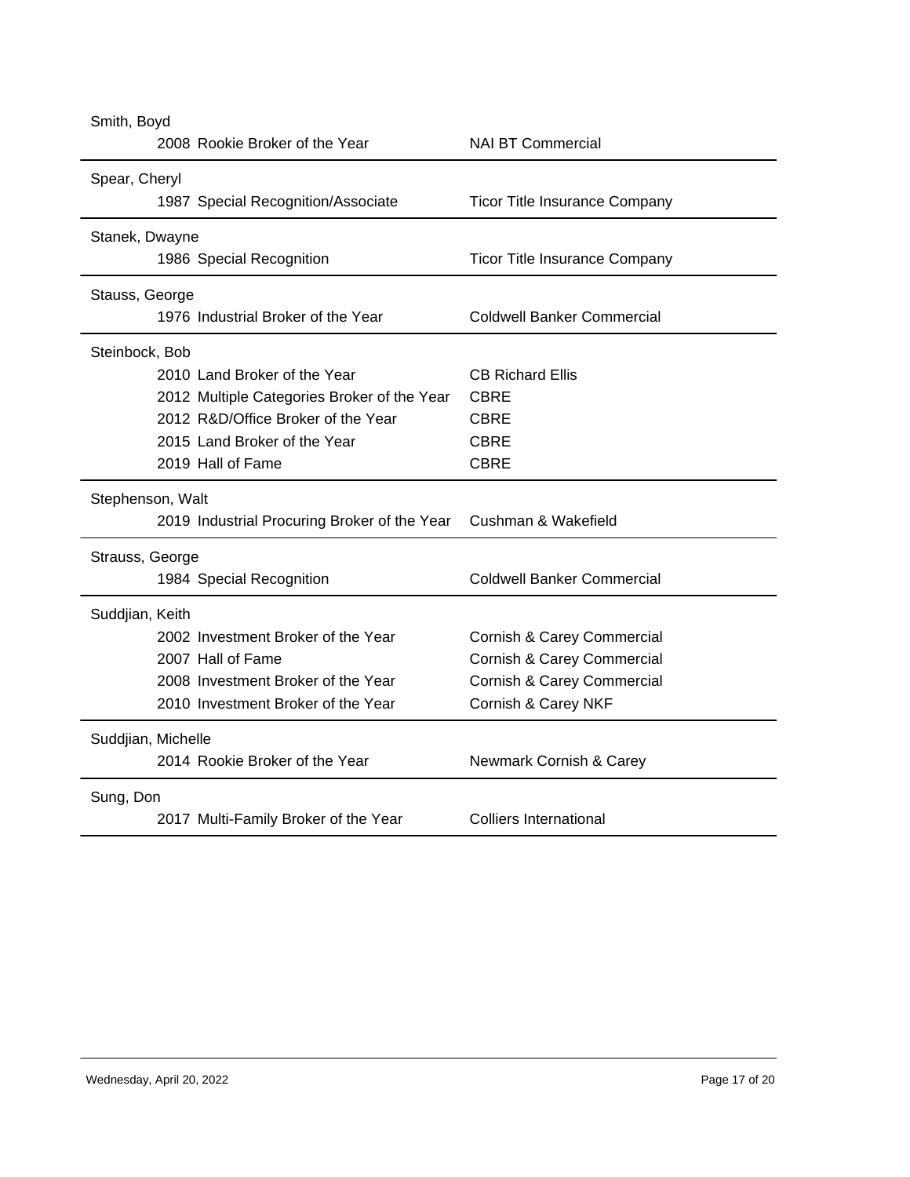**Smith, Boyd**

| Year | Award | Company |
|---|---|---|
| 2008 | Rookie Broker of the Year | NAI BT Commercial |

**Spear, Cheryl**

| Year | Award | Company |
|---|---|---|
| 1987 | Special Recognition/Associate | Ticor Title Insurance Company |

**Stanek, Dwayne**

| Year | Award | Company |
|---|---|---|
| 1986 | Special Recognition | Ticor Title Insurance Company |

**Stauss, George**

| Year | Award | Company |
|---|---|---|
| 1976 | Industrial Broker of the Year | Coldwell Banker Commercial |

**Steinbock, Bob**

| Year | Award | Company |
|---|---|---|
| 2010 | Land Broker of the Year | CB Richard Ellis |
| 2012 | Multiple Categories Broker of the Year | CBRE |
| 2012 | R&D/Office Broker of the Year | CBRE |
| 2015 | Land Broker of the Year | CBRE |
| 2019 | Hall of Fame | CBRE |

**Stephenson, Walt**

| Year | Award | Company |
|---|---|---|
| 2019 | Industrial Procuring Broker of the Year | Cushman & Wakefield |

**Strauss, George**

| Year | Award | Company |
|---|---|---|
| 1984 | Special Recognition | Coldwell Banker Commercial |

**Suddjian, Keith**

| Year | Award | Company |
|---|---|---|
| 2002 | Investment Broker of the Year | Cornish & Carey Commercial |
| 2007 | Hall of Fame | Cornish & Carey Commercial |
| 2008 | Investment Broker of the Year | Cornish & Carey Commercial |
| 2010 | Investment Broker of the Year | Cornish & Carey NKF |

**Suddjian, Michelle**

| Year | Award | Company |
|---|---|---|
| 2014 | Rookie Broker of the Year | Newmark Cornish & Carey |

**Sung, Don**

| Year | Award | Company |
|---|---|---|
| 2017 | Multi-Family Broker of the Year | Colliers International |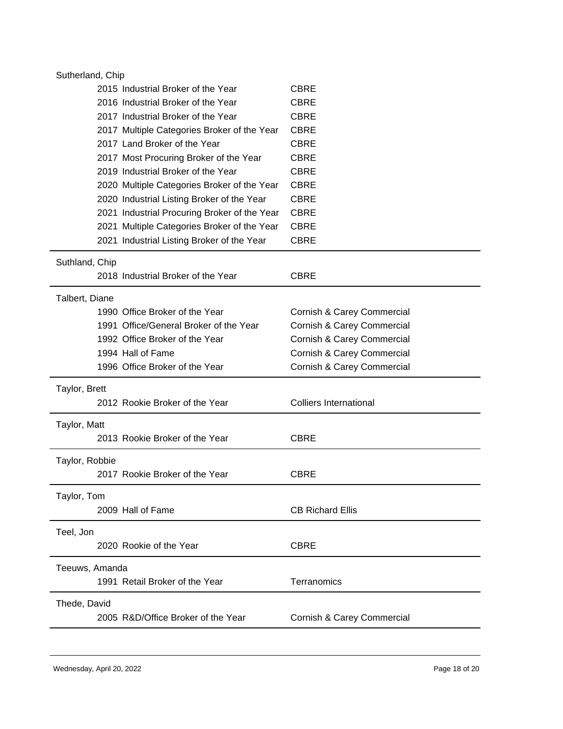**Sutherland, Chip**

| Year | Award | Company |
|---|---|---|
| 2015 | Industrial Broker of the Year | CBRE |
| 2016 | Industrial Broker of the Year | CBRE |
| 2017 | Industrial Broker of the Year | CBRE |
| 2017 | Multiple Categories Broker of the Year | CBRE |
| 2017 | Land Broker of the Year | CBRE |
| 2017 | Most Procuring Broker of the Year | CBRE |
| 2019 | Industrial Broker of the Year | CBRE |
| 2020 | Multiple Categories Broker of the Year | CBRE |
| 2020 | Industrial Listing Broker of the Year | CBRE |
| 2021 | Industrial Procuring Broker of the Year | CBRE |
| 2021 | Multiple Categories Broker of the Year | CBRE |
| 2021 | Industrial Listing Broker of the Year | CBRE |

**Suthland, Chip**

| Year | Award | Company |
|---|---|---|
| 2018 | Industrial Broker of the Year | CBRE |

**Talbert, Diane**

| Year | Award | Company |
|---|---|---|
| 1990 | Office Broker of the Year | Cornish & Carey Commercial |
| 1991 | Office/General Broker of the Year | Cornish & Carey Commercial |
| 1992 | Office Broker of the Year | Cornish & Carey Commercial |
| 1994 | Hall of Fame | Cornish & Carey Commercial |
| 1996 | Office Broker of the Year | Cornish & Carey Commercial |

**Taylor, Brett**

| Year | Award | Company |
|---|---|---|
| 2012 | Rookie Broker of the Year | Colliers International |

**Taylor, Matt**

| Year | Award | Company |
|---|---|---|
| 2013 | Rookie Broker of the Year | CBRE |

**Taylor, Robbie**

| Year | Award | Company |
|---|---|---|
| 2017 | Rookie Broker of the Year | CBRE |

**Taylor, Tom**

| Year | Award | Company |
|---|---|---|
| 2009 | Hall of Fame | CB Richard Ellis |

**Teel, Jon**

| Year | Award | Company |
|---|---|---|
| 2020 | Rookie of the Year | CBRE |

**Teeuws, Amanda**

| Year | Award | Company |
|---|---|---|
| 1991 | Retail Broker of the Year | Terranomics |

**Thede, David**

| Year | Award | Company |
|---|---|---|
| 2005 | R&D/Office Broker of the Year | Cornish & Carey Commercial |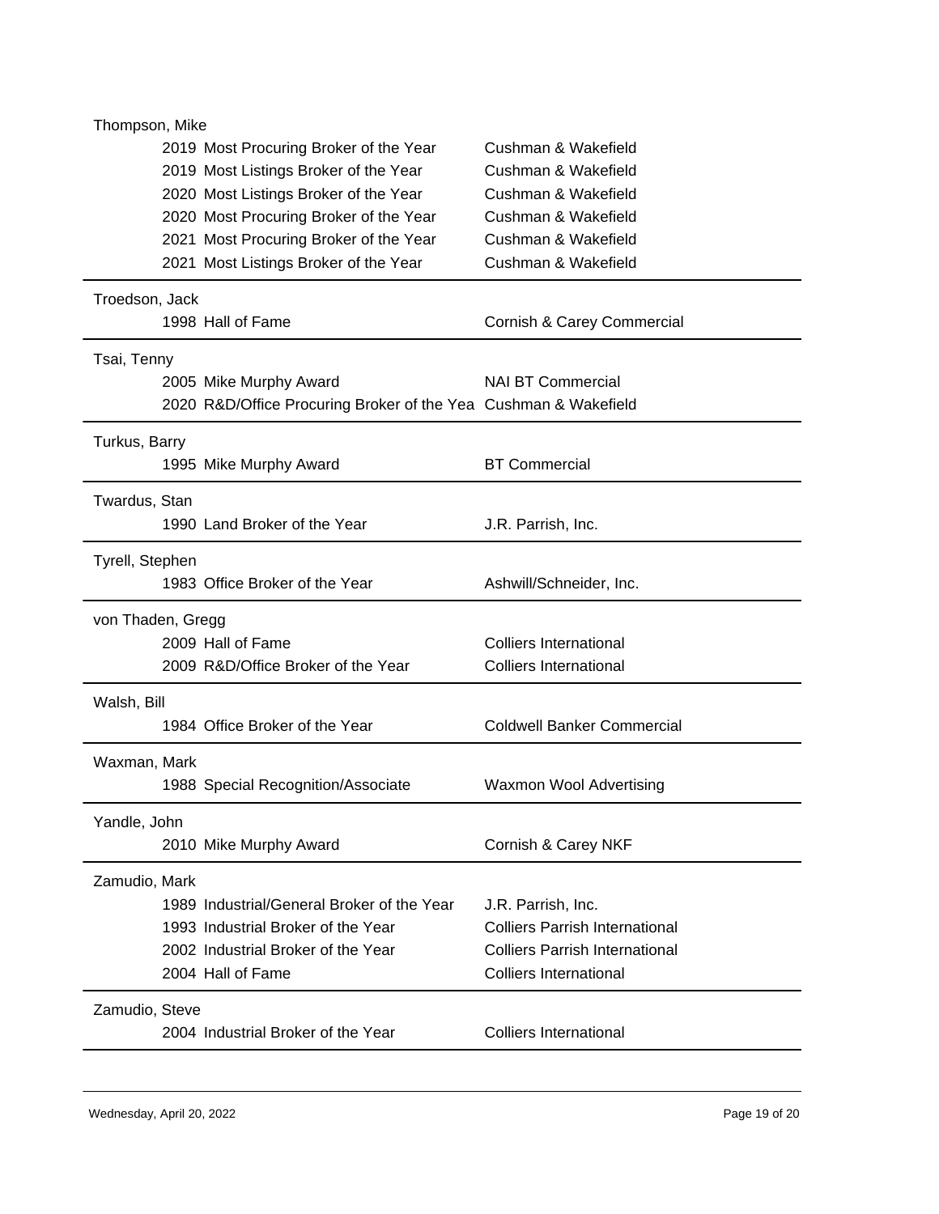Thompson, Mike

| | | |
|---|---|---|
| 2019 | Most Procuring Broker of the Year | Cushman & Wakefield |
| 2019 | Most Listings Broker of the Year | Cushman & Wakefield |
| 2020 | Most Listings Broker of the Year | Cushman & Wakefield |
| 2020 | Most Procuring Broker of the Year | Cushman & Wakefield |
| 2021 | Most Procuring Broker of the Year | Cushman & Wakefield |
| 2021 | Most Listings Broker of the Year | Cushman & Wakefield |

Troedson, Jack

| | | |
|---|---|---|
| 1998 | Hall of Fame | Cornish & Carey Commercial |

Tsai, Tenny

| | | |
|---|---|---|
| 2005 | Mike Murphy Award | NAI BT Commercial |
| 2020 | R&D/Office Procuring Broker of the Yea | Cushman & Wakefield |

Turkus, Barry

| | | |
|---|---|---|
| 1995 | Mike Murphy Award | BT Commercial |

Twardus, Stan

| | | |
|---|---|---|
| 1990 | Land Broker of the Year | J.R. Parrish, Inc. |

Tyrell, Stephen

| | | |
|---|---|---|
| 1983 | Office Broker of the Year | Ashwill/Schneider, Inc. |

von Thaden, Gregg

| | | |
|---|---|---|
| 2009 | Hall of Fame | Colliers International |
| 2009 | R&D/Office Broker of the Year | Colliers International |

Walsh, Bill

| | | |
|---|---|---|
| 1984 | Office Broker of the Year | Coldwell Banker Commercial |

Waxman, Mark

| | | |
|---|---|---|
| 1988 | Special Recognition/Associate | Waxmon Wool Advertising |

Yandle, John

| | | |
|---|---|---|
| 2010 | Mike Murphy Award | Cornish & Carey NKF |

Zamudio, Mark

| | | |
|---|---|---|
| 1989 | Industrial/General Broker of the Year | J.R. Parrish, Inc. |
| 1993 | Industrial Broker of the Year | Colliers Parrish International |
| 2002 | Industrial Broker of the Year | Colliers Parrish International |
| 2004 | Hall of Fame | Colliers International |

Zamudio, Steve

| | | |
|---|---|---|
| 2004 | Industrial Broker of the Year | Colliers International |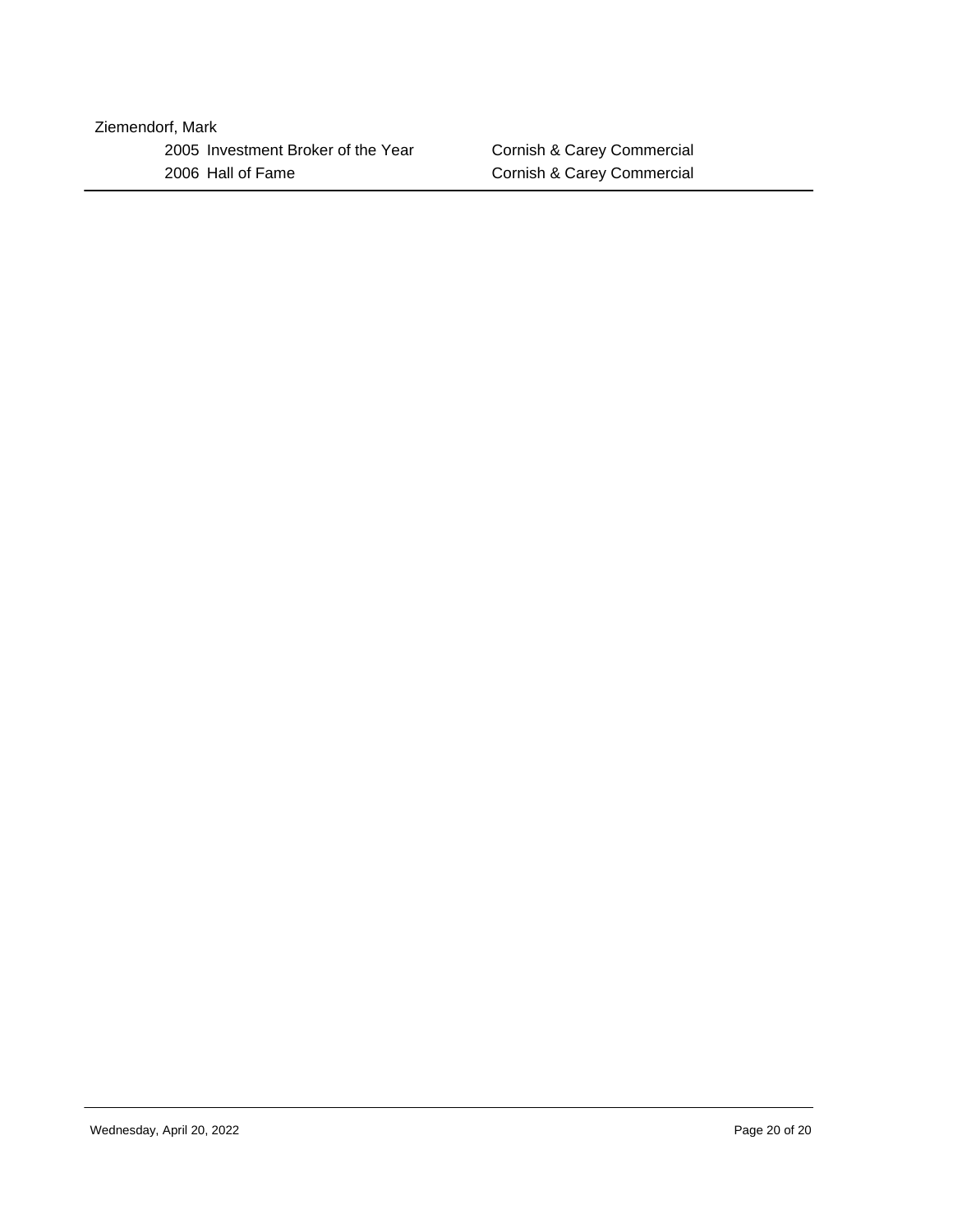Ziemendorf, Mark

| | | |
|---|---|---|
| 2005 | Investment Broker of the Year | Cornish & Carey Commercial |
| 2006 | Hall of Fame | Cornish & Carey Commercial |